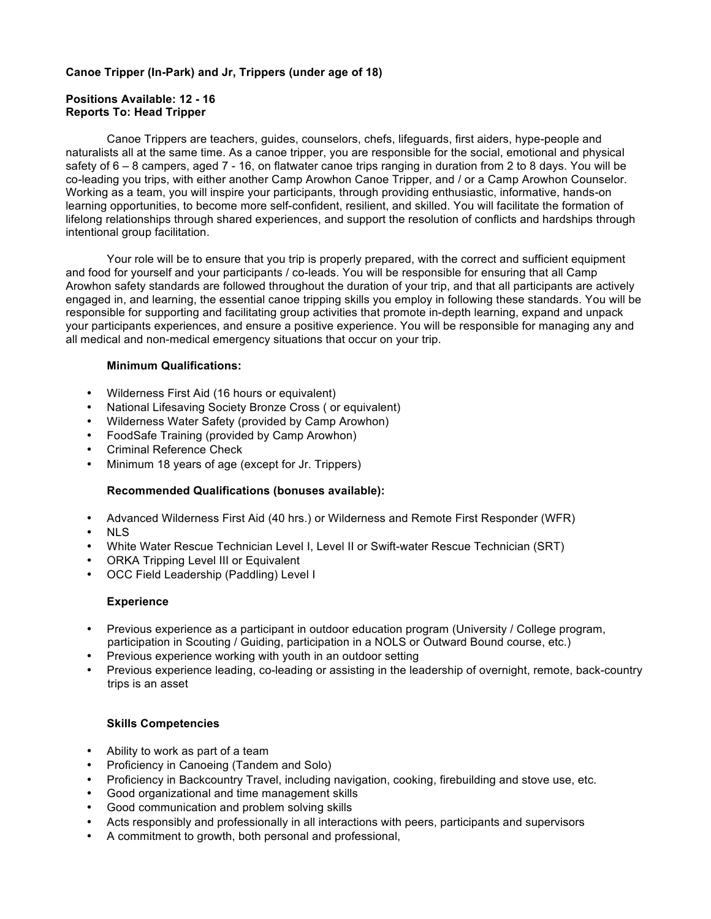**Canoe Tripper (In-Park) and Jr, Trippers (under age of 18)**

**Positions Available: 12 - 16**
**Reports To: Head Tripper**

Canoe Trippers are teachers, guides, counselors, chefs, lifeguards, first aiders, hype-people and naturalists all at the same time. As a canoe tripper, you are responsible for the social, emotional and physical safety of 6 – 8 campers, aged 7 - 16, on flatwater canoe trips ranging in duration from 2 to 8 days. You will be co-leading you trips, with either another Camp Arowhon Canoe Tripper, and / or a Camp Arowhon Counselor. Working as a team, you will inspire your participants, through providing enthusiastic, informative, hands-on learning opportunities, to become more self-confident, resilient, and skilled. You will facilitate the formation of lifelong relationships through shared experiences, and support the resolution of conflicts and hardships through intentional group facilitation.

Your role will be to ensure that you trip is properly prepared, with the correct and sufficient equipment and food for yourself and your participants / co-leads. You will be responsible for ensuring that all Camp Arowhon safety standards are followed throughout the duration of your trip, and that all participants are actively engaged in, and learning, the essential canoe tripping skills you employ in following these standards. You will be responsible for supporting and facilitating group activities that promote in-depth learning, expand and unpack your participants experiences, and ensure a positive experience. You will be responsible for managing any and all medical and non-medical emergency situations that occur on your trip.

**Minimum Qualifications:**

- Wilderness First Aid (16 hours or equivalent)
- National Lifesaving Society Bronze Cross ( or equivalent)
- Wilderness Water Safety (provided by Camp Arowhon)
- FoodSafe Training (provided by Camp Arowhon)
- Criminal Reference Check
- Minimum 18 years of age (except for Jr. Trippers)

**Recommended Qualifications (bonuses available):**

- Advanced Wilderness First Aid (40 hrs.) or Wilderness and Remote First Responder (WFR)
- NLS
- White Water Rescue Technician Level I, Level II or Swift-water Rescue Technician (SRT)
- ORKA Tripping Level III or Equivalent
- OCC Field Leadership (Paddling) Level I

**Experience**

- Previous experience as a participant in outdoor education program (University / College program, participation in Scouting / Guiding, participation in a NOLS or Outward Bound course, etc.)
- Previous experience working with youth in an outdoor setting
- Previous experience leading, co-leading or assisting in the leadership of overnight, remote, back-country trips is an asset

**Skills Competencies**

- Ability to work as part of a team
- Proficiency in Canoeing (Tandem and Solo)
- Proficiency in Backcountry Travel, including navigation, cooking, firebuilding and stove use, etc.
- Good organizational and time management skills
- Good communication and problem solving skills
- Acts responsibly and professionally in all interactions with peers, participants and supervisors
- A commitment to growth, both personal and professional,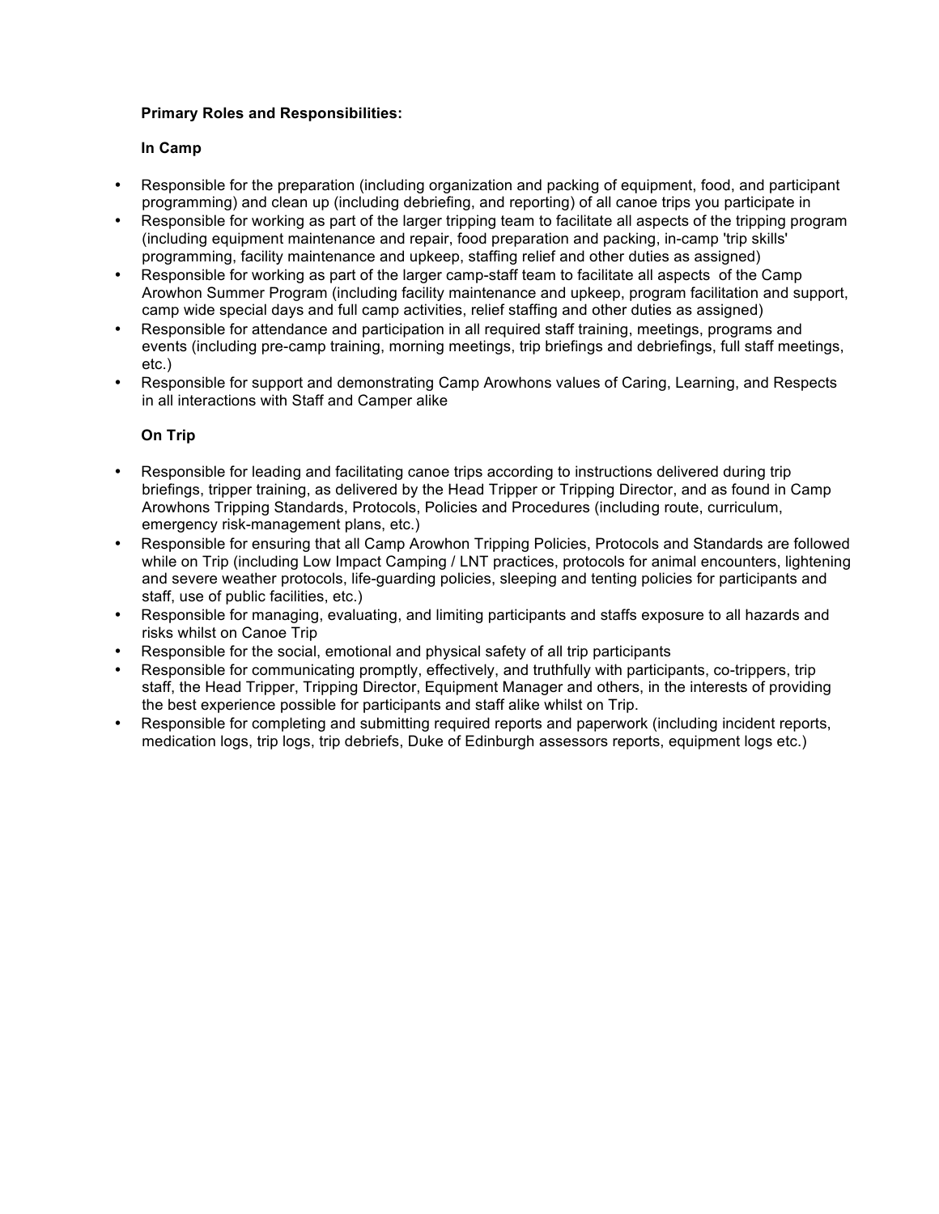**Primary Roles and Responsibilities:**

**In Camp**

- Responsible for the preparation (including organization and packing of equipment, food, and participant programming) and clean up (including debriefing, and reporting) of all canoe trips you participate in
- Responsible for working as part of the larger tripping team to facilitate all aspects of the tripping program (including equipment maintenance and repair, food preparation and packing, in-camp 'trip skills' programming, facility maintenance and upkeep, staffing relief and other duties as assigned)
- Responsible for working as part of the larger camp-staff team to facilitate all aspects of the Camp Arowhon Summer Program (including facility maintenance and upkeep, program facilitation and support, camp wide special days and full camp activities, relief staffing and other duties as assigned)
- Responsible for attendance and participation in all required staff training, meetings, programs and events (including pre-camp training, morning meetings, trip briefings and debriefings, full staff meetings, etc.)
- Responsible for support and demonstrating Camp Arowhons values of Caring, Learning, and Respects in all interactions with Staff and Camper alike

**On Trip**

- Responsible for leading and facilitating canoe trips according to instructions delivered during trip briefings, tripper training, as delivered by the Head Tripper or Tripping Director, and as found in Camp Arowhons Tripping Standards, Protocols, Policies and Procedures (including route, curriculum, emergency risk-management plans, etc.)
- Responsible for ensuring that all Camp Arowhon Tripping Policies, Protocols and Standards are followed while on Trip (including Low Impact Camping / LNT practices, protocols for animal encounters, lightening and severe weather protocols, life-guarding policies, sleeping and tenting policies for participants and staff, use of public facilities, etc.)
- Responsible for managing, evaluating, and limiting participants and staffs exposure to all hazards and risks whilst on Canoe Trip
- Responsible for the social, emotional and physical safety of all trip participants
- Responsible for communicating promptly, effectively, and truthfully with participants, co-trippers, trip staff, the Head Tripper, Tripping Director, Equipment Manager and others, in the interests of providing the best experience possible for participants and staff alike whilst on Trip.
- Responsible for completing and submitting required reports and paperwork (including incident reports, medication logs, trip logs, trip debriefs, Duke of Edinburgh assessors reports, equipment logs etc.)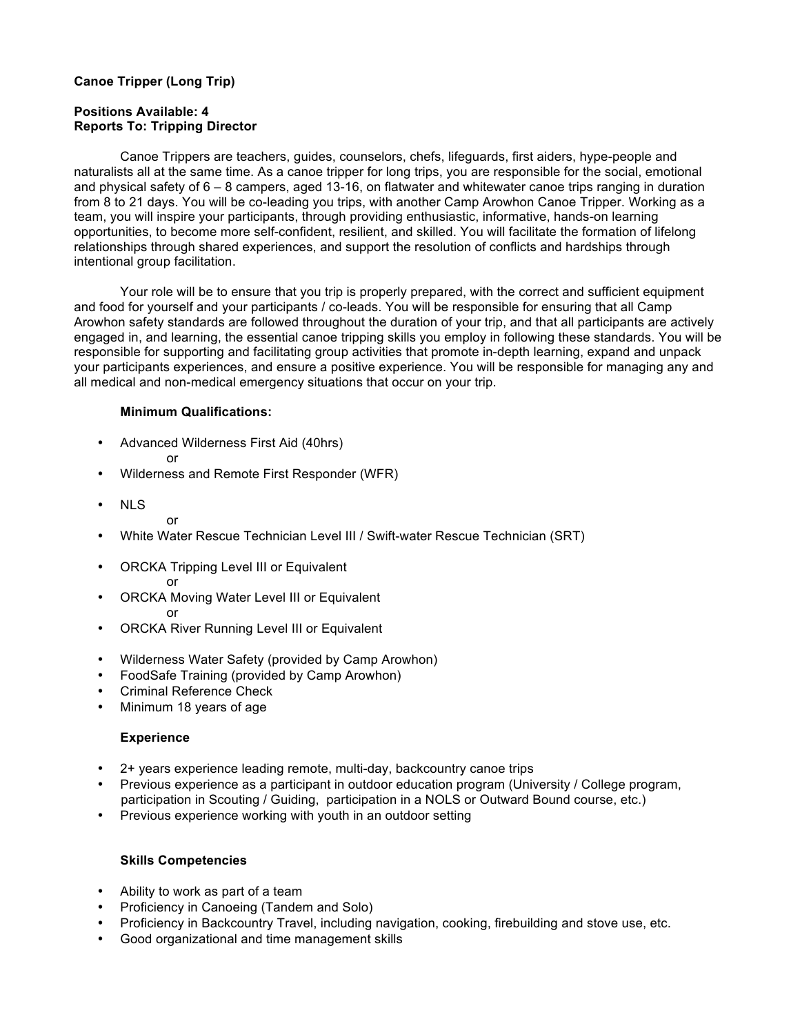**Canoe Tripper (Long Trip)**

**Positions Available: 4**
**Reports To: Tripping Director**

Canoe Trippers are teachers, guides, counselors, chefs, lifeguards, first aiders, hype-people and naturalists all at the same time. As a canoe tripper for long trips, you are responsible for the social, emotional and physical safety of 6 – 8 campers, aged 13-16, on flatwater and whitewater canoe trips ranging in duration from 8 to 21 days. You will be co-leading you trips, with another Camp Arowhon Canoe Tripper. Working as a team, you will inspire your participants, through providing enthusiastic, informative, hands-on learning opportunities, to become more self-confident, resilient, and skilled. You will facilitate the formation of lifelong relationships through shared experiences, and support the resolution of conflicts and hardships through intentional group facilitation.

Your role will be to ensure that you trip is properly prepared, with the correct and sufficient equipment and food for yourself and your participants / co-leads. You will be responsible for ensuring that all Camp Arowhon safety standards are followed throughout the duration of your trip, and that all participants are actively engaged in, and learning, the essential canoe tripping skills you employ in following these standards. You will be responsible for supporting and facilitating group activities that promote in-depth learning, expand and unpack your participants experiences, and ensure a positive experience. You will be responsible for managing any and all medical and non-medical emergency situations that occur on your trip.

**Minimum Qualifications:**

- Advanced Wilderness First Aid (40hrs)
  or
- Wilderness and Remote First Responder (WFR)

- NLS
  or
- White Water Rescue Technician Level III / Swift-water Rescue Technician (SRT)

- ORCKA Tripping Level III or Equivalent
  or
- ORCKA Moving Water Level III or Equivalent
  or
- ORCKA River Running Level III or Equivalent

- Wilderness Water Safety (provided by Camp Arowhon)
- FoodSafe Training (provided by Camp Arowhon)
- Criminal Reference Check
- Minimum 18 years of age

**Experience**

- 2+ years experience leading remote, multi-day, backcountry canoe trips
- Previous experience as a participant in outdoor education program (University / College program, participation in Scouting / Guiding, participation in a NOLS or Outward Bound course, etc.)
- Previous experience working with youth in an outdoor setting

**Skills Competencies**

- Ability to work as part of a team
- Proficiency in Canoeing (Tandem and Solo)
- Proficiency in Backcountry Travel, including navigation, cooking, firebuilding and stove use, etc.
- Good organizational and time management skills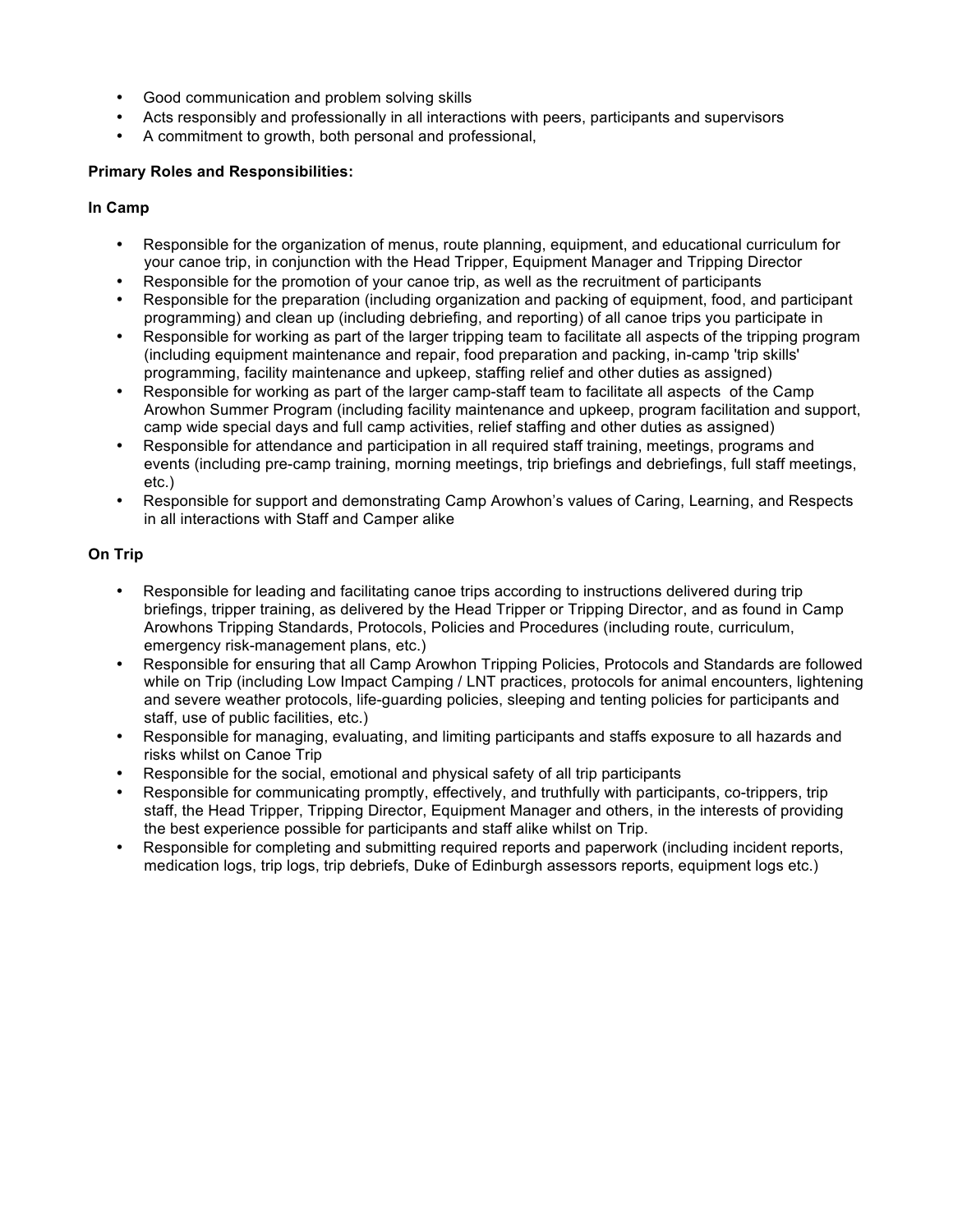- Good communication and problem solving skills
- Acts responsibly and professionally in all interactions with peers, participants and supervisors
- A commitment to growth, both personal and professional,

**Primary Roles and Responsibilities:**

**In Camp**

- Responsible for the organization of menus, route planning, equipment, and educational curriculum for your canoe trip, in conjunction with the Head Tripper, Equipment Manager and Tripping Director
- Responsible for the promotion of your canoe trip, as well as the recruitment of participants
- Responsible for the preparation (including organization and packing of equipment, food, and participant programming) and clean up (including debriefing, and reporting) of all canoe trips you participate in
- Responsible for working as part of the larger tripping team to facilitate all aspects of the tripping program (including equipment maintenance and repair, food preparation and packing, in-camp 'trip skills' programming, facility maintenance and upkeep, staffing relief and other duties as assigned)
- Responsible for working as part of the larger camp-staff team to facilitate all aspects of the Camp Arowhon Summer Program (including facility maintenance and upkeep, program facilitation and support, camp wide special days and full camp activities, relief staffing and other duties as assigned)
- Responsible for attendance and participation in all required staff training, meetings, programs and events (including pre-camp training, morning meetings, trip briefings and debriefings, full staff meetings, etc.)
- Responsible for support and demonstrating Camp Arowhon's values of Caring, Learning, and Respects in all interactions with Staff and Camper alike

**On Trip**

- Responsible for leading and facilitating canoe trips according to instructions delivered during trip briefings, tripper training, as delivered by the Head Tripper or Tripping Director, and as found in Camp Arowhons Tripping Standards, Protocols, Policies and Procedures (including route, curriculum, emergency risk-management plans, etc.)
- Responsible for ensuring that all Camp Arowhon Tripping Policies, Protocols and Standards are followed while on Trip (including Low Impact Camping / LNT practices, protocols for animal encounters, lightening and severe weather protocols, life-guarding policies, sleeping and tenting policies for participants and staff, use of public facilities, etc.)
- Responsible for managing, evaluating, and limiting participants and staffs exposure to all hazards and risks whilst on Canoe Trip
- Responsible for the social, emotional and physical safety of all trip participants
- Responsible for communicating promptly, effectively, and truthfully with participants, co-trippers, trip staff, the Head Tripper, Tripping Director, Equipment Manager and others, in the interests of providing the best experience possible for participants and staff alike whilst on Trip.
- Responsible for completing and submitting required reports and paperwork (including incident reports, medication logs, trip logs, trip debriefs, Duke of Edinburgh assessors reports, equipment logs etc.)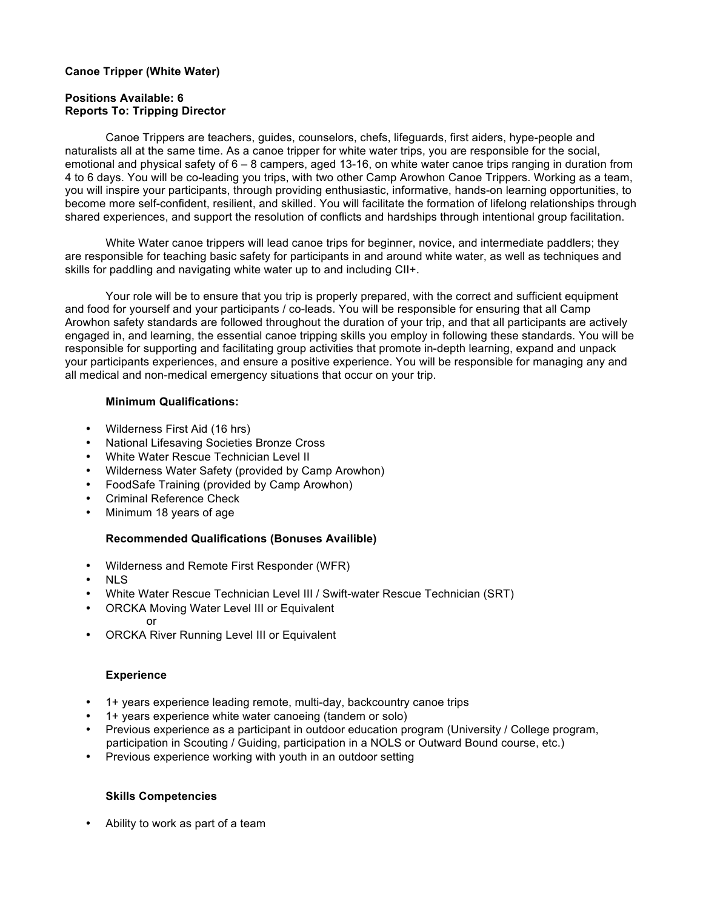**Canoe Tripper (White Water)**

**Positions Available: 6**
**Reports To: Tripping Director**

Canoe Trippers are teachers, guides, counselors, chefs, lifeguards, first aiders, hype-people and naturalists all at the same time. As a canoe tripper for white water trips, you are responsible for the social, emotional and physical safety of 6 – 8 campers, aged 13-16, on white water canoe trips ranging in duration from 4 to 6 days. You will be co-leading you trips, with two other Camp Arowhon Canoe Trippers. Working as a team, you will inspire your participants, through providing enthusiastic, informative, hands-on learning opportunities, to become more self-confident, resilient, and skilled. You will facilitate the formation of lifelong relationships through shared experiences, and support the resolution of conflicts and hardships through intentional group facilitation.

White Water canoe trippers will lead canoe trips for beginner, novice, and intermediate paddlers; they are responsible for teaching basic safety for participants in and around white water, as well as techniques and skills for paddling and navigating white water up to and including CII+.

Your role will be to ensure that you trip is properly prepared, with the correct and sufficient equipment and food for yourself and your participants / co-leads. You will be responsible for ensuring that all Camp Arowhon safety standards are followed throughout the duration of your trip, and that all participants are actively engaged in, and learning, the essential canoe tripping skills you employ in following these standards. You will be responsible for supporting and facilitating group activities that promote in-depth learning, expand and unpack your participants experiences, and ensure a positive experience. You will be responsible for managing any and all medical and non-medical emergency situations that occur on your trip.

**Minimum Qualifications:**

- Wilderness First Aid (16 hrs)
- National Lifesaving Societies Bronze Cross
- White Water Rescue Technician Level II
- Wilderness Water Safety (provided by Camp Arowhon)
- FoodSafe Training (provided by Camp Arowhon)
- Criminal Reference Check
- Minimum 18 years of age

**Recommended Qualifications (Bonuses Availible)**

- Wilderness and Remote First Responder (WFR)
- NLS
- White Water Rescue Technician Level III / Swift-water Rescue Technician (SRT)
- ORCKA Moving Water Level III or Equivalent
  or
- ORCKA River Running Level III or Equivalent

**Experience**

- 1+ years experience leading remote, multi-day, backcountry canoe trips
- 1+ years experience white water canoeing (tandem or solo)
- Previous experience as a participant in outdoor education program (University / College program, participation in Scouting / Guiding, participation in a NOLS or Outward Bound course, etc.)
- Previous experience working with youth in an outdoor setting

**Skills Competencies**

- Ability to work as part of a team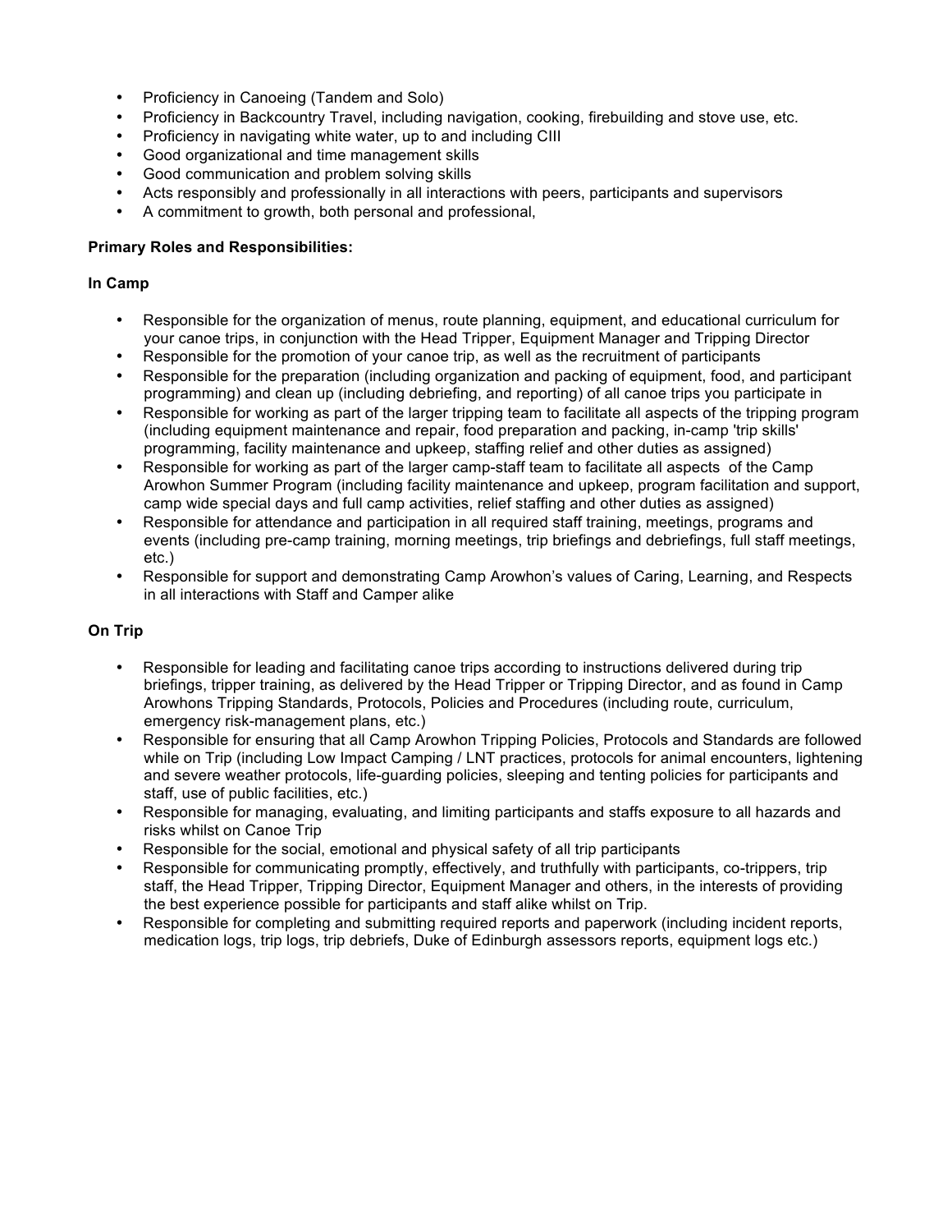- Proficiency in Canoeing (Tandem and Solo)
- Proficiency in Backcountry Travel, including navigation, cooking, firebuilding and stove use, etc.
- Proficiency in navigating white water, up to and including CIII
- Good organizational and time management skills
- Good communication and problem solving skills
- Acts responsibly and professionally in all interactions with peers, participants and supervisors
- A commitment to growth, both personal and professional,

**Primary Roles and Responsibilities:**

**In Camp**

- Responsible for the organization of menus, route planning, equipment, and educational curriculum for your canoe trips, in conjunction with the Head Tripper, Equipment Manager and Tripping Director
- Responsible for the promotion of your canoe trip, as well as the recruitment of participants
- Responsible for the preparation (including organization and packing of equipment, food, and participant programming) and clean up (including debriefing, and reporting) of all canoe trips you participate in
- Responsible for working as part of the larger tripping team to facilitate all aspects of the tripping program (including equipment maintenance and repair, food preparation and packing, in-camp 'trip skills' programming, facility maintenance and upkeep, staffing relief and other duties as assigned)
- Responsible for working as part of the larger camp-staff team to facilitate all aspects of the Camp Arowhon Summer Program (including facility maintenance and upkeep, program facilitation and support, camp wide special days and full camp activities, relief staffing and other duties as assigned)
- Responsible for attendance and participation in all required staff training, meetings, programs and events (including pre-camp training, morning meetings, trip briefings and debriefings, full staff meetings, etc.)
- Responsible for support and demonstrating Camp Arowhon's values of Caring, Learning, and Respects in all interactions with Staff and Camper alike

**On Trip**

- Responsible for leading and facilitating canoe trips according to instructions delivered during trip briefings, tripper training, as delivered by the Head Tripper or Tripping Director, and as found in Camp Arowhons Tripping Standards, Protocols, Policies and Procedures (including route, curriculum, emergency risk-management plans, etc.)
- Responsible for ensuring that all Camp Arowhon Tripping Policies, Protocols and Standards are followed while on Trip (including Low Impact Camping / LNT practices, protocols for animal encounters, lightening and severe weather protocols, life-guarding policies, sleeping and tenting policies for participants and staff, use of public facilities, etc.)
- Responsible for managing, evaluating, and limiting participants and staffs exposure to all hazards and risks whilst on Canoe Trip
- Responsible for the social, emotional and physical safety of all trip participants
- Responsible for communicating promptly, effectively, and truthfully with participants, co-trippers, trip staff, the Head Tripper, Tripping Director, Equipment Manager and others, in the interests of providing the best experience possible for participants and staff alike whilst on Trip.
- Responsible for completing and submitting required reports and paperwork (including incident reports, medication logs, trip logs, trip debriefs, Duke of Edinburgh assessors reports, equipment logs etc.)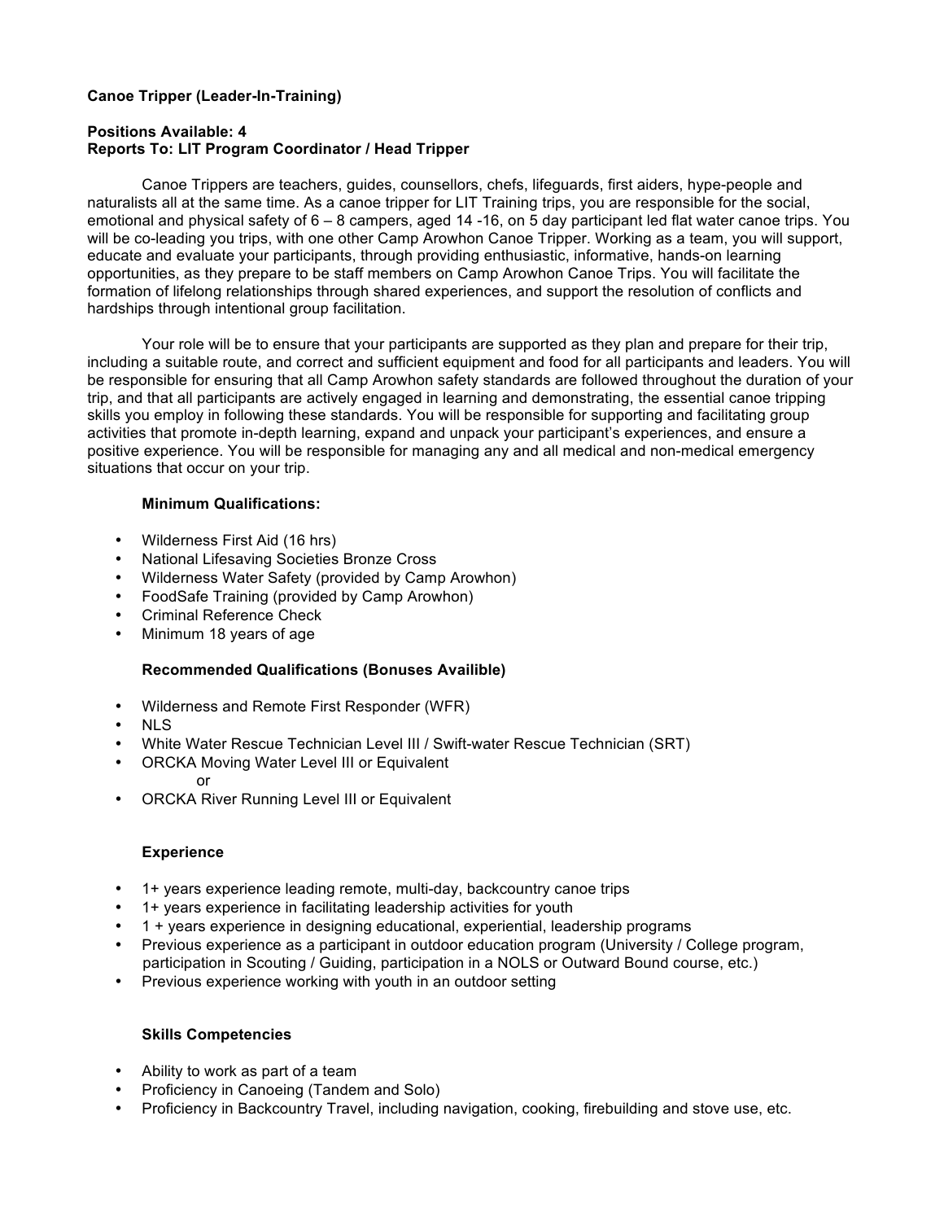**Canoe Tripper (Leader-In-Training)**

**Positions Available: 4**
**Reports To: LIT Program Coordinator / Head Tripper**

Canoe Trippers are teachers, guides, counsellors, chefs, lifeguards, first aiders, hype-people and naturalists all at the same time. As a canoe tripper for LIT Training trips, you are responsible for the social, emotional and physical safety of 6 – 8 campers, aged 14 -16, on 5 day participant led flat water canoe trips. You will be co-leading you trips, with one other Camp Arowhon Canoe Tripper. Working as a team, you will support, educate and evaluate your participants, through providing enthusiastic, informative, hands-on learning opportunities, as they prepare to be staff members on Camp Arowhon Canoe Trips. You will facilitate the formation of lifelong relationships through shared experiences, and support the resolution of conflicts and hardships through intentional group facilitation.

Your role will be to ensure that your participants are supported as they plan and prepare for their trip, including a suitable route, and correct and sufficient equipment and food for all participants and leaders. You will be responsible for ensuring that all Camp Arowhon safety standards are followed throughout the duration of your trip, and that all participants are actively engaged in learning and demonstrating, the essential canoe tripping skills you employ in following these standards. You will be responsible for supporting and facilitating group activities that promote in-depth learning, expand and unpack your participant's experiences, and ensure a positive experience. You will be responsible for managing any and all medical and non-medical emergency situations that occur on your trip.

**Minimum Qualifications:**

- Wilderness First Aid (16 hrs)
- National Lifesaving Societies Bronze Cross
- Wilderness Water Safety (provided by Camp Arowhon)
- FoodSafe Training (provided by Camp Arowhon)
- Criminal Reference Check
- Minimum 18 years of age

**Recommended Qualifications (Bonuses Availible)**

- Wilderness and Remote First Responder (WFR)
- NLS
- White Water Rescue Technician Level III / Swift-water Rescue Technician (SRT)
- ORCKA Moving Water Level III or Equivalent
  or
- ORCKA River Running Level III or Equivalent

**Experience**

- 1+ years experience leading remote, multi-day, backcountry canoe trips
- 1+ years experience in facilitating leadership activities for youth
- 1 + years experience in designing educational, experiential, leadership programs
- Previous experience as a participant in outdoor education program (University / College program, participation in Scouting / Guiding, participation in a NOLS or Outward Bound course, etc.)
- Previous experience working with youth in an outdoor setting

**Skills Competencies**

- Ability to work as part of a team
- Proficiency in Canoeing (Tandem and Solo)
- Proficiency in Backcountry Travel, including navigation, cooking, firebuilding and stove use, etc.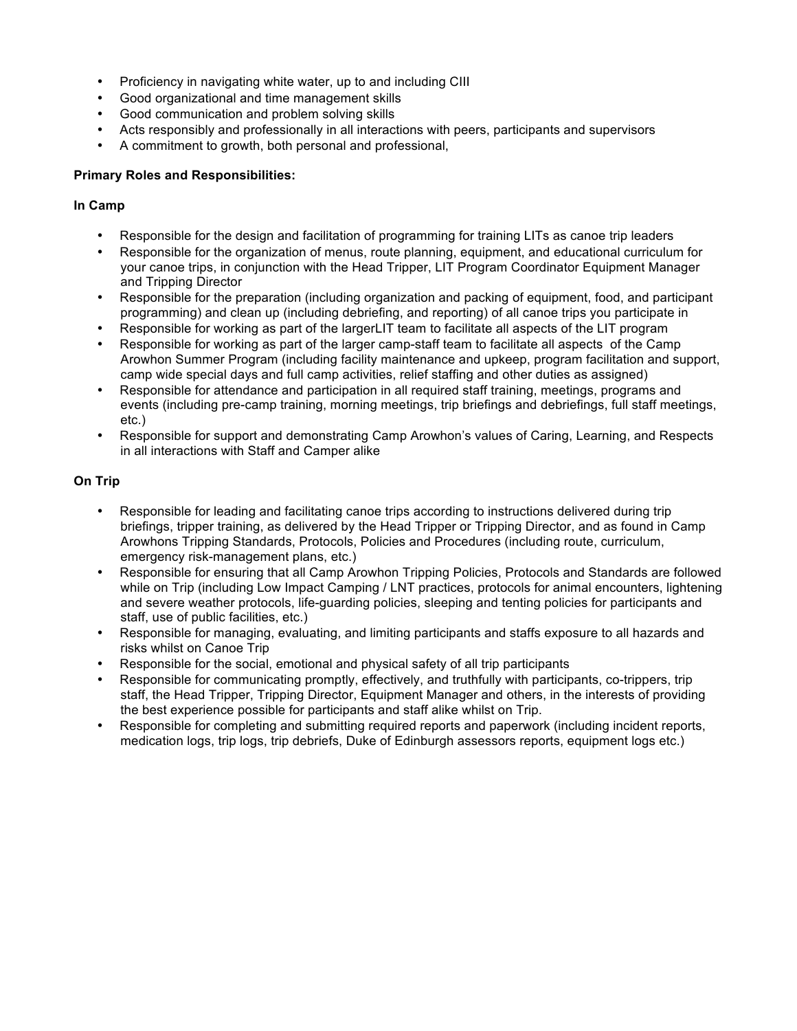- Proficiency in navigating white water, up to and including CIII
- Good organizational and time management skills
- Good communication and problem solving skills
- Acts responsibly and professionally in all interactions with peers, participants and supervisors
- A commitment to growth, both personal and professional,

**Primary Roles and Responsibilities:**

**In Camp**

- Responsible for the design and facilitation of programming for training LITs as canoe trip leaders
- Responsible for the organization of menus, route planning, equipment, and educational curriculum for your canoe trips, in conjunction with the Head Tripper, LIT Program Coordinator Equipment Manager and Tripping Director
- Responsible for the preparation (including organization and packing of equipment, food, and participant programming) and clean up (including debriefing, and reporting) of all canoe trips you participate in
- Responsible for working as part of the largerLIT team to facilitate all aspects of the LIT program
- Responsible for working as part of the larger camp-staff team to facilitate all aspects of the Camp Arowhon Summer Program (including facility maintenance and upkeep, program facilitation and support, camp wide special days and full camp activities, relief staffing and other duties as assigned)
- Responsible for attendance and participation in all required staff training, meetings, programs and events (including pre-camp training, morning meetings, trip briefings and debriefings, full staff meetings, etc.)
- Responsible for support and demonstrating Camp Arowhon's values of Caring, Learning, and Respects in all interactions with Staff and Camper alike

**On Trip**

- Responsible for leading and facilitating canoe trips according to instructions delivered during trip briefings, tripper training, as delivered by the Head Tripper or Tripping Director, and as found in Camp Arowhons Tripping Standards, Protocols, Policies and Procedures (including route, curriculum, emergency risk-management plans, etc.)
- Responsible for ensuring that all Camp Arowhon Tripping Policies, Protocols and Standards are followed while on Trip (including Low Impact Camping / LNT practices, protocols for animal encounters, lightening and severe weather protocols, life-guarding policies, sleeping and tenting policies for participants and staff, use of public facilities, etc.)
- Responsible for managing, evaluating, and limiting participants and staffs exposure to all hazards and risks whilst on Canoe Trip
- Responsible for the social, emotional and physical safety of all trip participants
- Responsible for communicating promptly, effectively, and truthfully with participants, co-trippers, trip staff, the Head Tripper, Tripping Director, Equipment Manager and others, in the interests of providing the best experience possible for participants and staff alike whilst on Trip.
- Responsible for completing and submitting required reports and paperwork (including incident reports, medication logs, trip logs, trip debriefs, Duke of Edinburgh assessors reports, equipment logs etc.)